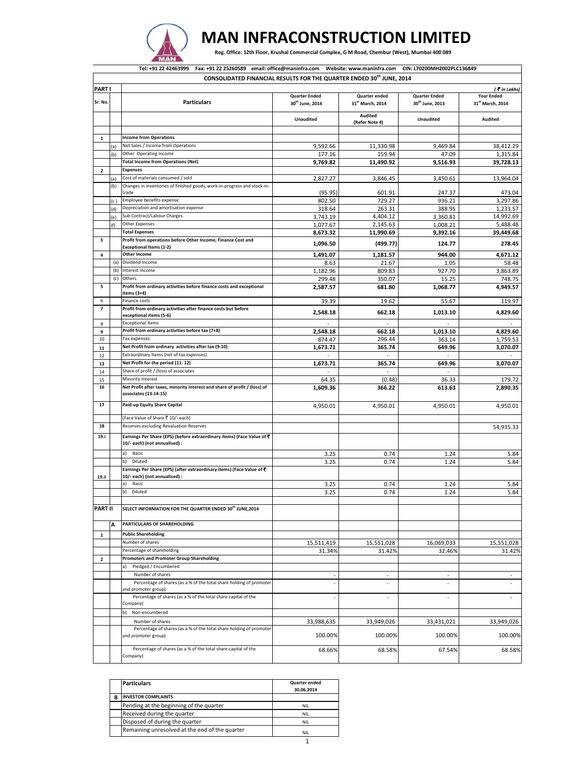# MAN INFRACONSTRUCTION LIMITED

**Reg. Office: 12th Floor, Krushal Commercial Complex, G M Road, Chembur (West), Mumbai 400 089**

**Tel: +91 22 42463999 Fax: +91 22 25260589 email: office@maninfra.com Website: www.maninfra.com CIN: L70200MH2002PLC136849**

## CONSOLIDATED FINANCIAL RESULTS FOR THE QUARTER ENDED 30th JUNE, 2014

| PART I | | | | | | *(₹ in Lakhs)* |
|---|---|---|---|---|---|---|
| **Sr. No.** | | **Particulars** | **Quarter Ended 30th June, 2014** | **Quarter ended 31st March, 2014** | **Quarter Ended 30th June, 2013** | **Year Ended 31st March, 2014** |
| | | | **Unaudited** | **Audited (Refer Note 4)** | **Unaudited** | **Audited** |
| **1** | | **Income from Operations** | | | | |
| | (a) | Net Sales / Income from Operations | 9,592.66 | 11,330.98 | 9,469.84 | 38,412.29 |
| | (b) | Other Operating Income | 177.16 | 159.94 | 47.09 | 1,315.84 |
| | | **Total Income from Operations (Net)** | **9,769.82** | **11,490.92** | **9,516.93** | **39,728.13** |
| **2** | | **Expenses** | | | | |
| | (a) | Cost of materials consumed / sold | 2,827.27 | 3,846.45 | 3,450.61 | 13,964.04 |
| | (b) | Changes in inventories of finished goods, work-in-progress and stock-in-trade | (95.95) | 601.91 | 247.37 | 473.04 |
| | (c ) | Employee benefits expense | 802.50 | 729.27 | 936.21 | 3,297.86 |
| | (d) | Depreciation and amortisation expense | 318.64 | 263.31 | 388.95 | 1,233.57 |
| | (e) | Sub Contract/Labour Charges | 3,743.19 | 4,404.12 | 3,360.81 | 14,992.69 |
| | (f) | Other Expenses | 1,077.67 | 2,145.63 | 1,008.21 | 5,488.48 |
| | | **Total Expenses** | **8,673.32** | **11,990.69** | **9,392.16** | **39,449.68** |
| **3** | | **Profit from operations before Other Income, Finance Cost and Exceptional Items (1-2)** | **1,096.50** | **(499.77)** | **124.77** | **278.45** |
| **4** | | **Other Income** | **1,491.07** | **1,181.57** | **944.00** | **4,671.12** |
| | (a) | Dividend Income | 8.63 | 21.67 | 1.05 | 58.48 |
| | (b) | Interest Income | 1,182.96 | 809.83 | 927.70 | 3,863.89 |
| | (c) | Others | 299.48 | 350.07 | 15.25 | 748.75 |
| **5** | | **Profit from ordinary activities before finance costs and exceptional items (3+4)** | **2,587.57** | **681.80** | **1,068.77** | **4,949.57** |
| 6 | | Finance costs | 39.39 | 19.62 | 55.67 | 119.97 |
| **7** | | **Profit from ordinary activities after finance costs but before exceptional items (5-6)** | **2,548.18** | **662.18** | **1,013.10** | **4,829.60** |
| 8 | | Exceptional Items | - | - | - | - |
| **9** | | **Profit from ordinary activities before tax (7+8)** | **2,548.18** | **662.18** | **1,013.10** | **4,829.60** |
| 10 | | Tax expenses | 874.47 | 296.44 | 363.14 | 1,759.53 |
| **11** | | **Net Profit from ordinary activities after tax (9-10)** | **1,673.71** | **365.74** | **649.96** | **3,070.07** |
| 12 | | Extraordinary Items (net of tax expenses) | - | - | - | - |
| **13** | | **Net Profit for the period (11- 12)** | **1,673.71** | **365.74** | **649.96** | **3,070.07** |
| 14 | | Share of profit / (loss) of associates | - | - | - | |
| 15 | | Minority Interest | 64.35 | (0.48) | 36.33 | 179.72 |
| **16** | | **Net Profit after taxes, minority interest and share of profit / (loss) of associates (13-14-15)** | **1,609.36** | **366.22** | **613.63** | **2,890.35** |
| **17** | | **Paid-up Equity Share Capital** | 4,950.01 | 4,950.01 | 4,950.01 | 4,950.01 |
| | | (Face Value of Share ₹ 10/- each) | | | | |
| **18** | | Reserves excluding Revaluation Reserves | | | | 54,935.33 |
| **19.i** | | **Earnings Per Share (EPS) (before extraordinary items) (Face Value of ₹ 10/- each) (not annualised) :** | | | | |
| | | a) Basic | 3.25 | 0.74 | 1.24 | 5.84 |
| | | b) Diluted | 3.25 | 0.74 | 1.24 | 5.84 |
| **19.ii** | | **Earnings Per Share (EPS) (after extraordinary items) (Face Value of ₹ 10/- each) (not annualised) :** | | | | |
| | | a) Basic | 3.25 | 0.74 | 1.24 | 5.84 |
| | | b) Diluted | 3.25 | 0.74 | 1.24 | 5.84 |
| **PART II** | | **SELECT INFORMATION FOR THE QUARTER ENDED 30th JUNE,2014** | | | | |
| | **A** | **PARTICULARS OF SHAREHOLDING** | | | | |
| **1** | | **Public Shareholding** | | | | |
| | | Number of shares | 15,511,419 | 15,551,028 | 16,069,033 | 15,551,028 |
| | | Percentage of shareholding | 31.34% | 31.42% | 32.46% | 31.42% |
| **2** | | **Promoters and Promoter Group Shareholding** | | | | |
| | | a) Pledged / Encumbered | | | | |
| | | Number of shares | - | - | - | - |
| | | Percentage of shares (as a % of the total share holding of promoter and promoter group) | - | - | - | - |
| | | Percentage of shares (as a % of the total share capital of the Company) | - | - | - | - |
| | | b) Non-encumbered | | | | |
| | | Number of shares | 33,988,635 | 33,949,026 | 33,431,021 | 33,949,026 |
| | | Percentage of shares (as a % of the total share holding of promoter and promoter group) | 100.00% | 100.00% | 100.00% | 100.00% |
| | | Percentage of shares (as a % of the total share capital of the Company) | 68.66% | 68.58% | 67.54% | 68.58% |

| | **Particulars** | **Quarter ended 30.06.2014** |
|---|---|---|
| **B** | **INVESTOR COMPLAINTS** | |
| | Pending at the beginning of the quarter | NIL |
| | Received during the quarter | NIL |
| | Disposed of during the quarter | NIL |
| | Remaining unresolved at the end of the quarter | NIL |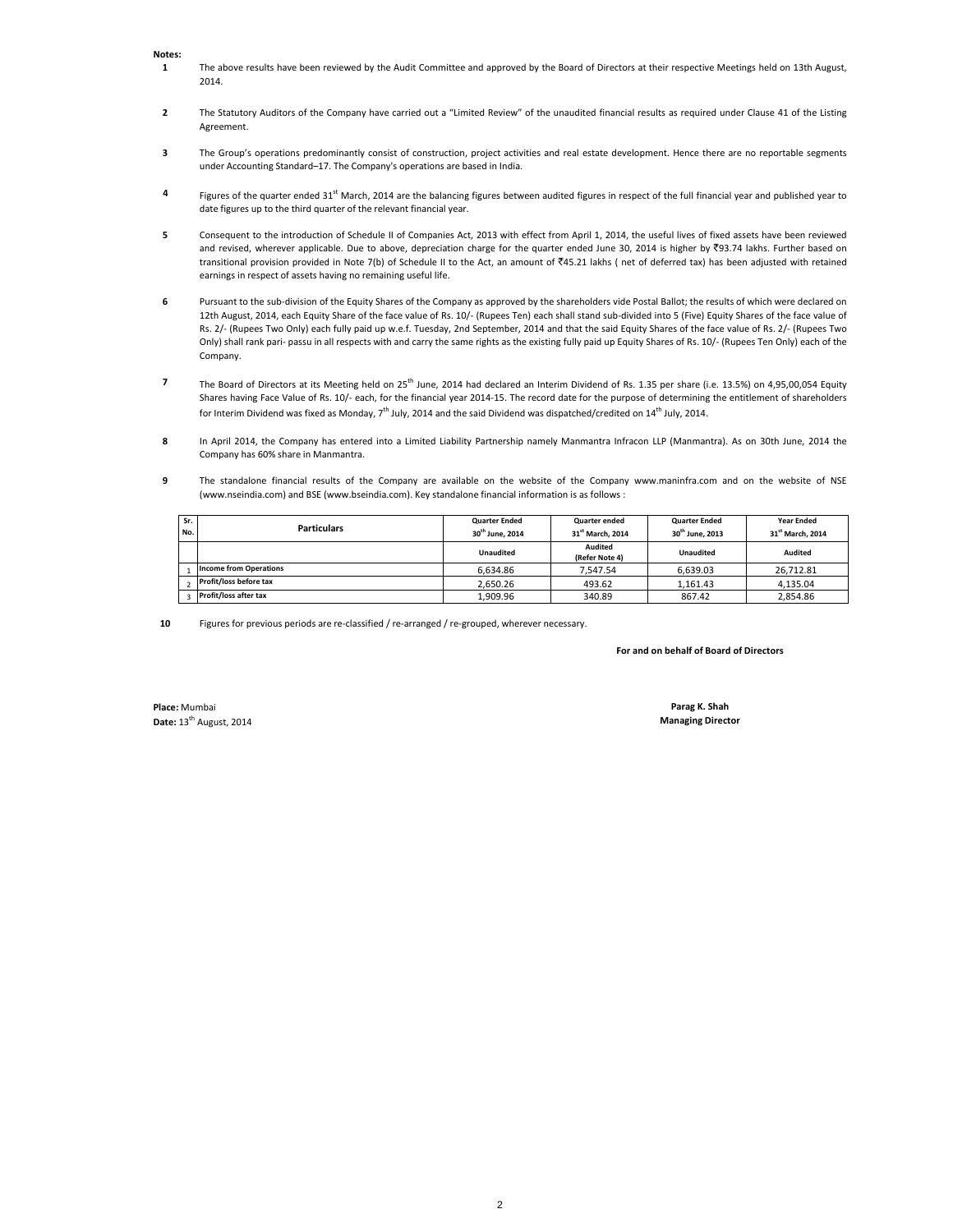**Notes:**

1. The above results have been reviewed by the Audit Committee and approved by the Board of Directors at their respective Meetings held on 13th August, 2014.

2. The Statutory Auditors of the Company have carried out a "Limited Review" of the unaudited financial results as required under Clause 41 of the Listing Agreement.

3. The Group's operations predominantly consist of construction, project activities and real estate development. Hence there are no reportable segments under Accounting Standard–17. The Company's operations are based in India.

4. Figures of the quarter ended 31st March, 2014 are the balancing figures between audited figures in respect of the full financial year and published year to date figures up to the third quarter of the relevant financial year.

5. Consequent to the introduction of Schedule II of Companies Act, 2013 with effect from April 1, 2014, the useful lives of fixed assets have been reviewed and revised, wherever applicable. Due to above, depreciation charge for the quarter ended June 30, 2014 is higher by ₹93.74 lakhs. Further based on transitional provision provided in Note 7(b) of Schedule II to the Act, an amount of ₹45.21 lakhs ( net of deferred tax) has been adjusted with retained earnings in respect of assets having no remaining useful life.

6. Pursuant to the sub-division of the Equity Shares of the Company as approved by the shareholders vide Postal Ballot; the results of which were declared on 12th August, 2014, each Equity Share of the face value of Rs. 10/- (Rupees Ten) each shall stand sub-divided into 5 (Five) Equity Shares of the face value of Rs. 2/- (Rupees Two Only) each fully paid up w.e.f. Tuesday, 2nd September, 2014 and that the said Equity Shares of the face value of Rs. 2/- (Rupees Two Only) shall rank pari- passu in all respects with and carry the same rights as the existing fully paid up Equity Shares of Rs. 10/- (Rupees Ten Only) each of the Company.

7. The Board of Directors at its Meeting held on 25th June, 2014 had declared an Interim Dividend of Rs. 1.35 per share (i.e. 13.5%) on 4,95,00,054 Equity Shares having Face Value of Rs. 10/- each, for the financial year 2014-15. The record date for the purpose of determining the entitlement of shareholders for Interim Dividend was fixed as Monday, 7th July, 2014 and the said Dividend was dispatched/credited on 14th July, 2014.

8. In April 2014, the Company has entered into a Limited Liability Partnership namely Manmantra Infracon LLP (Manmantra). As on 30th June, 2014 the Company has 60% share in Manmantra.

9. The standalone financial results of the Company are available on the website of the Company www.maninfra.com and on the website of NSE (www.nseindia.com) and BSE (www.bseindia.com). Key standalone financial information is as follows :

| Sr. No. | Particulars | Quarter Ended 30th June, 2014 | Quarter ended 31st March, 2014 | Quarter Ended 30th June, 2013 | Year Ended 31st March, 2014 |
|---|---|---|---|---|---|
| | | Unaudited | Audited (Refer Note 4) | Unaudited | Audited |
| 1 | Income from Operations | 6,634.86 | 7,547.54 | 6,639.03 | 26,712.81 |
| 2 | Profit/loss before tax | 2,650.26 | 493.62 | 1,161.43 | 4,135.04 |
| 3 | Profit/loss after tax | 1,909.96 | 340.89 | 867.42 | 2,854.86 |

10. Figures for previous periods are re-classified / re-arranged / re-grouped, wherever necessary.

**For and on behalf of Board of Directors**

**Place:** Mumbai
**Date:** 13th August, 2014

**Parag K. Shah**
**Managing Director**